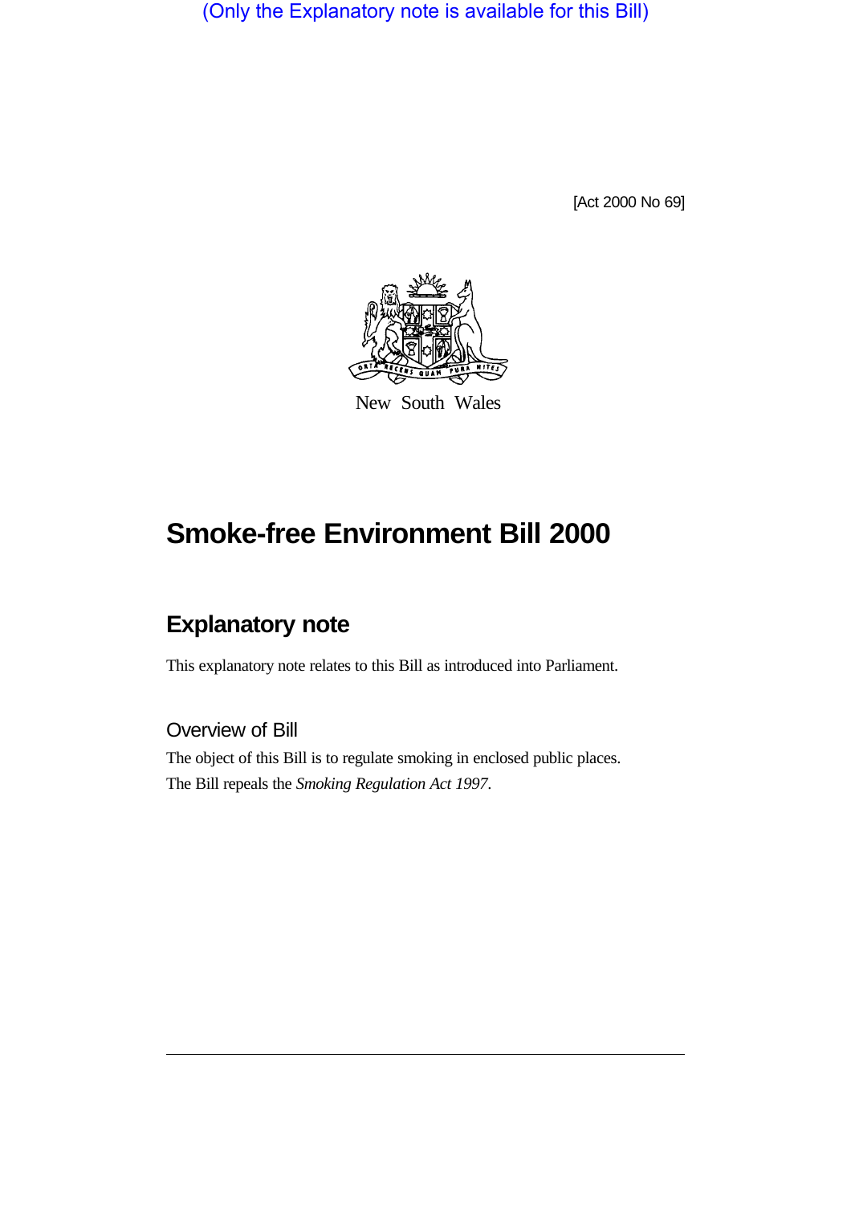(Only the Explanatory note is available for this Bill)

[Act 2000 No 69]

New South Wales

# Smoke-free Environment Bill 2000

## Explanatory note

This explanatory note relates to this Bill as introduced into Parliament.

### Overview of Bill

The object of this Bill is to regulate smoking in enclosed public places.

The Bill repeals the *Smoking Regulation Act 1997*.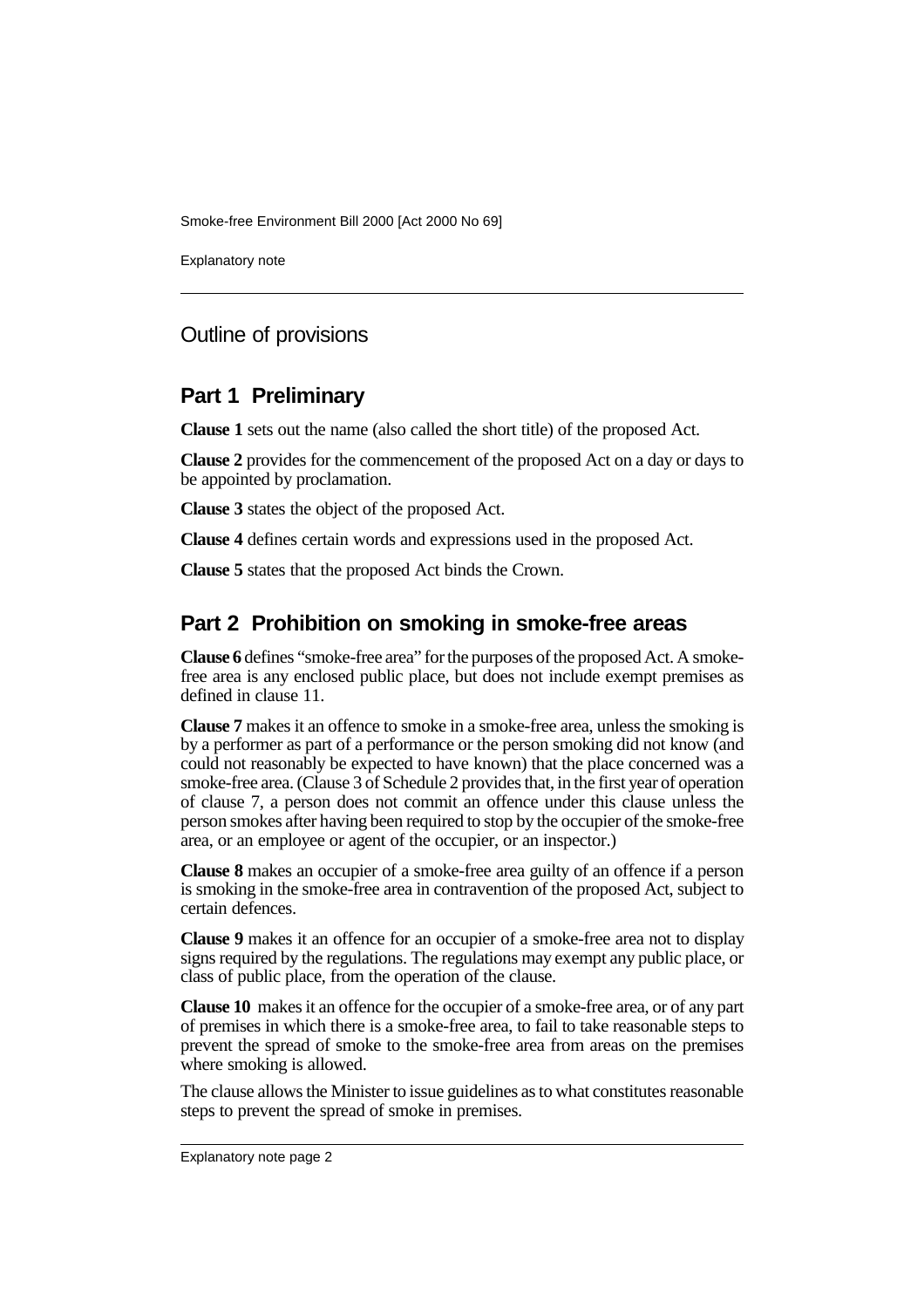## Outline of provisions

### Part 1 Preliminary

**Clause 1** sets out the name (also called the short title) of the proposed Act.

**Clause 2** provides for the commencement of the proposed Act on a day or days to be appointed by proclamation.

**Clause 3** states the object of the proposed Act.

**Clause 4** defines certain words and expressions used in the proposed Act.

**Clause 5** states that the proposed Act binds the Crown.

### Part 2 Prohibition on smoking in smoke-free areas

**Clause 6** defines "smoke-free area" for the purposes of the proposed Act. A smoke-free area is any enclosed public place, but does not include exempt premises as defined in clause 11.

**Clause 7** makes it an offence to smoke in a smoke-free area, unless the smoking is by a performer as part of a performance or the person smoking did not know (and could not reasonably be expected to have known) that the place concerned was a smoke-free area. (Clause 3 of Schedule 2 provides that, in the first year of operation of clause 7, a person does not commit an offence under this clause unless the person smokes after having been required to stop by the occupier of the smoke-free area, or an employee or agent of the occupier, or an inspector.)

**Clause 8** makes an occupier of a smoke-free area guilty of an offence if a person is smoking in the smoke-free area in contravention of the proposed Act, subject to certain defences.

**Clause 9** makes it an offence for an occupier of a smoke-free area not to display signs required by the regulations. The regulations may exempt any public place, or class of public place, from the operation of the clause.

**Clause 10** makes it an offence for the occupier of a smoke-free area, or of any part of premises in which there is a smoke-free area, to fail to take reasonable steps to prevent the spread of smoke to the smoke-free area from areas on the premises where smoking is allowed.

The clause allows the Minister to issue guidelines as to what constitutes reasonable steps to prevent the spread of smoke in premises.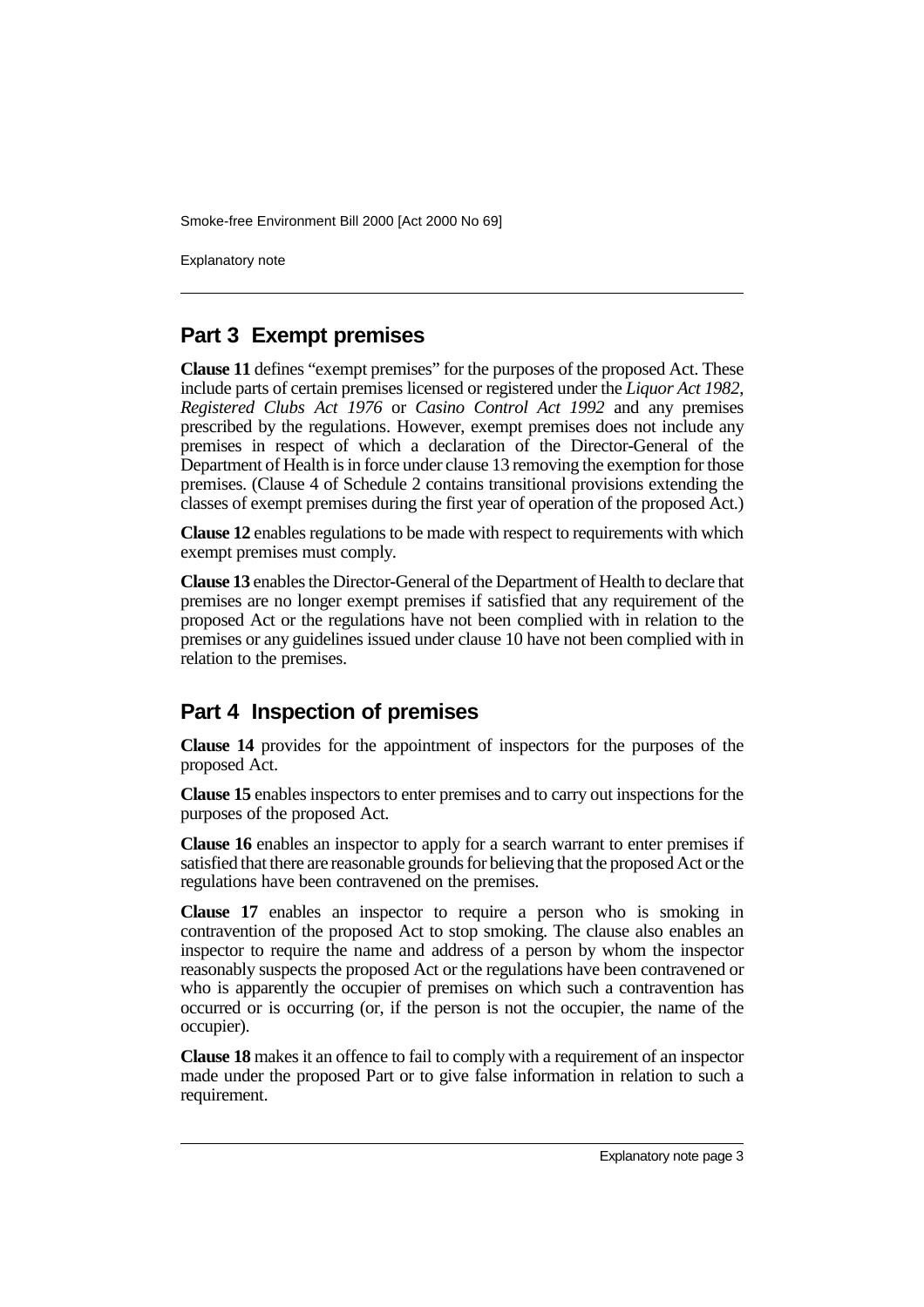## Part 3 Exempt premises

**Clause 11** defines "exempt premises" for the purposes of the proposed Act. These include parts of certain premises licensed or registered under the *Liquor Act 1982*, *Registered Clubs Act 1976* or *Casino Control Act 1992* and any premises prescribed by the regulations. However, exempt premises does not include any premises in respect of which a declaration of the Director-General of the Department of Health is in force under clause 13 removing the exemption for those premises. (Clause 4 of Schedule 2 contains transitional provisions extending the classes of exempt premises during the first year of operation of the proposed Act.)

**Clause 12** enables regulations to be made with respect to requirements with which exempt premises must comply.

**Clause 13** enables the Director-General of the Department of Health to declare that premises are no longer exempt premises if satisfied that any requirement of the proposed Act or the regulations have not been complied with in relation to the premises or any guidelines issued under clause 10 have not been complied with in relation to the premises.

## Part 4 Inspection of premises

**Clause 14** provides for the appointment of inspectors for the purposes of the proposed Act.

**Clause 15** enables inspectors to enter premises and to carry out inspections for the purposes of the proposed Act.

**Clause 16** enables an inspector to apply for a search warrant to enter premises if satisfied that there are reasonable grounds for believing that the proposed Act or the regulations have been contravened on the premises.

**Clause 17** enables an inspector to require a person who is smoking in contravention of the proposed Act to stop smoking. The clause also enables an inspector to require the name and address of a person by whom the inspector reasonably suspects the proposed Act or the regulations have been contravened or who is apparently the occupier of premises on which such a contravention has occurred or is occurring (or, if the person is not the occupier, the name of the occupier).

**Clause 18** makes it an offence to fail to comply with a requirement of an inspector made under the proposed Part or to give false information in relation to such a requirement.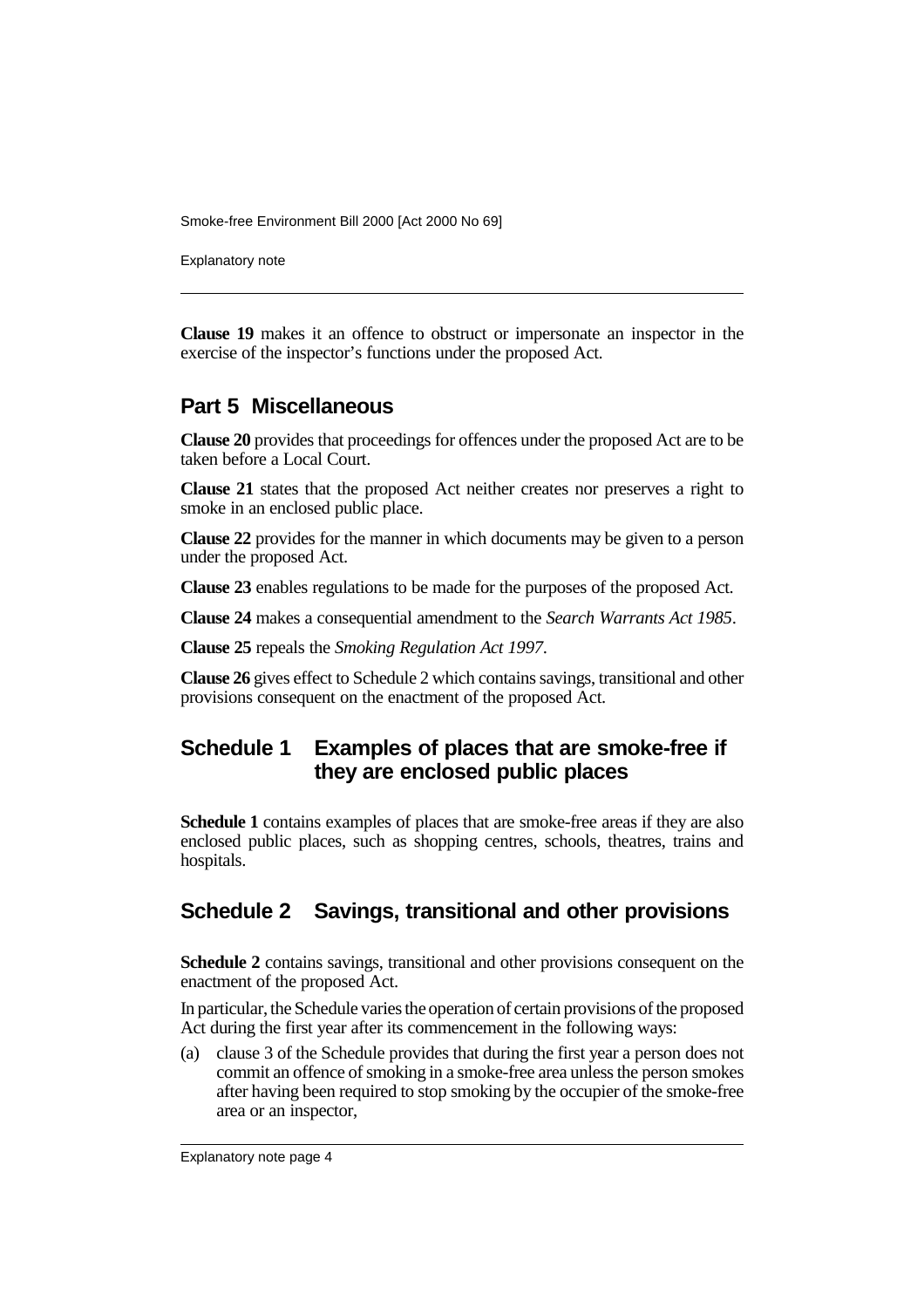**Clause 19** makes it an offence to obstruct or impersonate an inspector in the exercise of the inspector's functions under the proposed Act.

## Part 5 Miscellaneous

**Clause 20** provides that proceedings for offences under the proposed Act are to be taken before a Local Court.

**Clause 21** states that the proposed Act neither creates nor preserves a right to smoke in an enclosed public place.

**Clause 22** provides for the manner in which documents may be given to a person under the proposed Act.

**Clause 23** enables regulations to be made for the purposes of the proposed Act.

**Clause 24** makes a consequential amendment to the *Search Warrants Act 1985*.

**Clause 25** repeals the *Smoking Regulation Act 1997*.

**Clause 26** gives effect to Schedule 2 which contains savings, transitional and other provisions consequent on the enactment of the proposed Act.

## Schedule 1 Examples of places that are smoke-free if they are enclosed public places

**Schedule 1** contains examples of places that are smoke-free areas if they are also enclosed public places, such as shopping centres, schools, theatres, trains and hospitals.

## Schedule 2 Savings, transitional and other provisions

**Schedule 2** contains savings, transitional and other provisions consequent on the enactment of the proposed Act.

In particular, the Schedule varies the operation of certain provisions of the proposed Act during the first year after its commencement in the following ways:

(a) clause 3 of the Schedule provides that during the first year a person does not commit an offence of smoking in a smoke-free area unless the person smokes after having been required to stop smoking by the occupier of the smoke-free area or an inspector,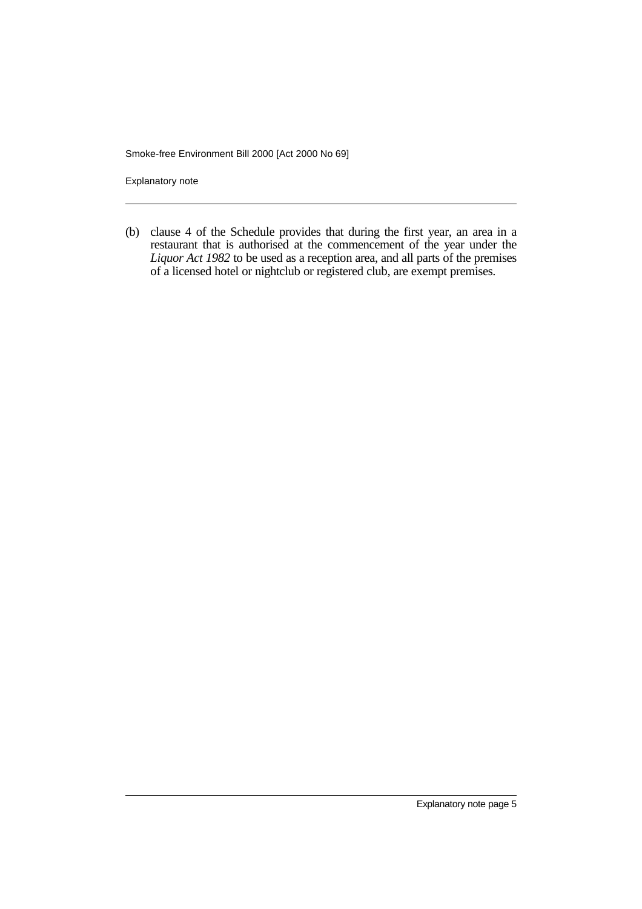(b) clause 4 of the Schedule provides that during the first year, an area in a restaurant that is authorised at the commencement of the year under the *Liquor Act 1982* to be used as a reception area, and all parts of the premises of a licensed hotel or nightclub or registered club, are exempt premises.